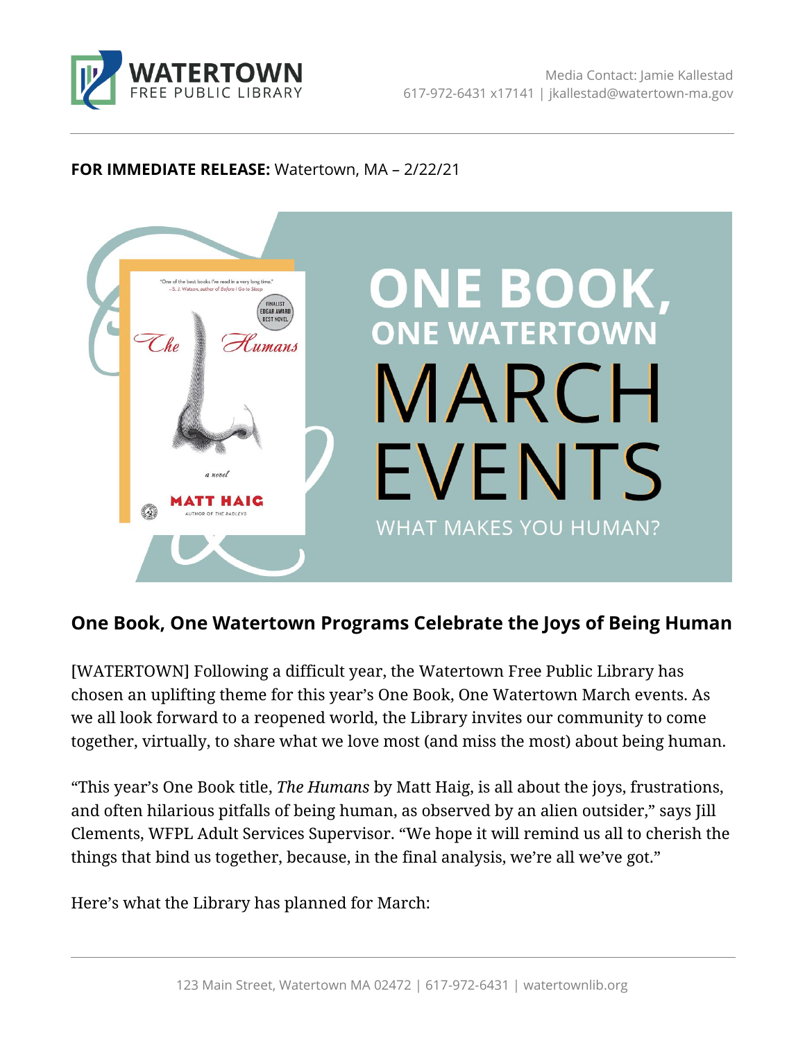WATERTOWN FREE PUBLIC LIBRARY

Media Contact: Jamie Kallestad
617-972-6431 x17141 | jkallestad@watertown-ma.gov

**FOR IMMEDIATE RELEASE:** Watertown, MA – 2/22/21

ONE BOOK, ONE WATERTOWN MARCH EVENTS

WHAT MAKES YOU HUMAN?

## One Book, One Watertown Programs Celebrate the Joys of Being Human

[WATERTOWN] Following a difficult year, the Watertown Free Public Library has chosen an uplifting theme for this year's One Book, One Watertown March events. As we all look forward to a reopened world, the Library invites our community to come together, virtually, to share what we love most (and miss the most) about being human.

"This year's One Book title, *The Humans* by Matt Haig, is all about the joys, frustrations, and often hilarious pitfalls of being human, as observed by an alien outsider," says Jill Clements, WFPL Adult Services Supervisor. "We hope it will remind us all to cherish the things that bind us together, because, in the final analysis, we're all we've got."

Here's what the Library has planned for March: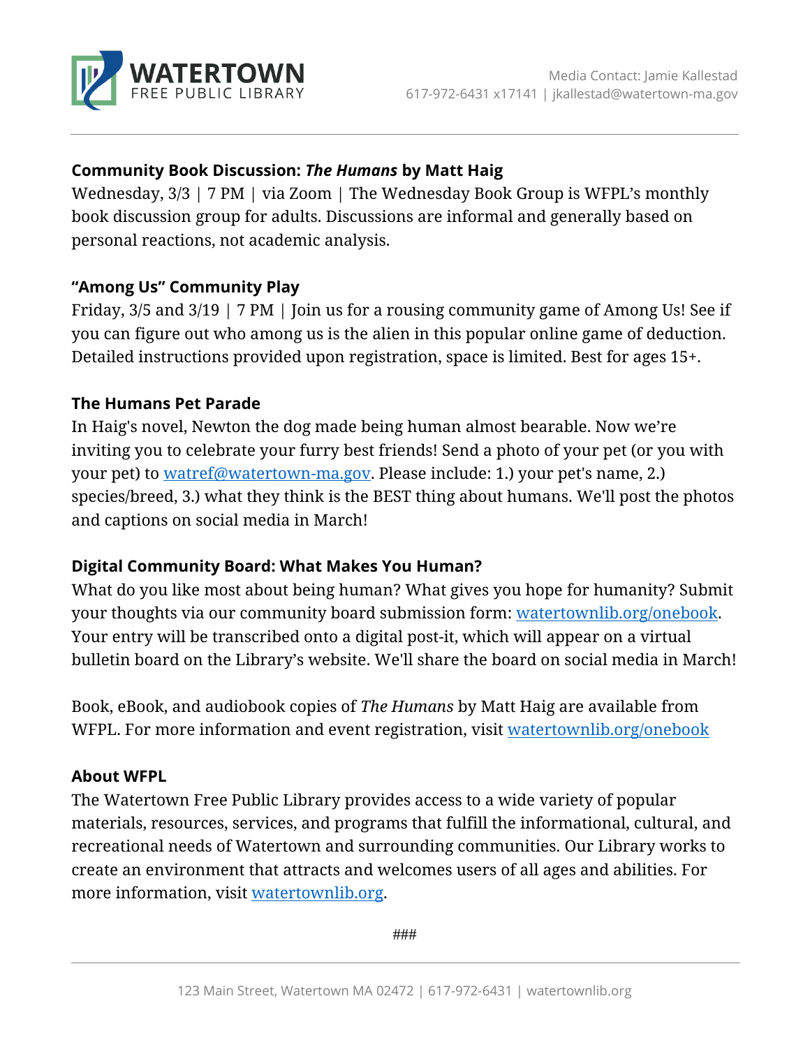**Community Book Discussion: *The Humans* by Matt Haig**

Wednesday, 3/3 | 7 PM | via Zoom | The Wednesday Book Group is WFPL's monthly book discussion group for adults. Discussions are informal and generally based on personal reactions, not academic analysis.

**"Among Us" Community Play**

Friday, 3/5 and 3/19 | 7 PM | Join us for a rousing community game of Among Us! See if you can figure out who among us is the alien in this popular online game of deduction. Detailed instructions provided upon registration, space is limited. Best for ages 15+.

**The Humans Pet Parade**

In Haig's novel, Newton the dog made being human almost bearable. Now we're inviting you to celebrate your furry best friends! Send a photo of your pet (or you with your pet) to watref@watertown-ma.gov. Please include: 1.) your pet's name, 2.) species/breed, 3.) what they think is the BEST thing about humans. We'll post the photos and captions on social media in March!

**Digital Community Board: What Makes You Human?**

What do you like most about being human? What gives you hope for humanity? Submit your thoughts via our community board submission form: watertownlib.org/onebook. Your entry will be transcribed onto a digital post-it, which will appear on a virtual bulletin board on the Library's website. We'll share the board on social media in March!

Book, eBook, and audiobook copies of *The Humans* by Matt Haig are available from WFPL. For more information and event registration, visit watertownlib.org/onebook

**About WFPL**

The Watertown Free Public Library provides access to a wide variety of popular materials, resources, services, and programs that fulfill the informational, cultural, and recreational needs of Watertown and surrounding communities. Our Library works to create an environment that attracts and welcomes users of all ages and abilities. For more information, visit watertownlib.org.

###